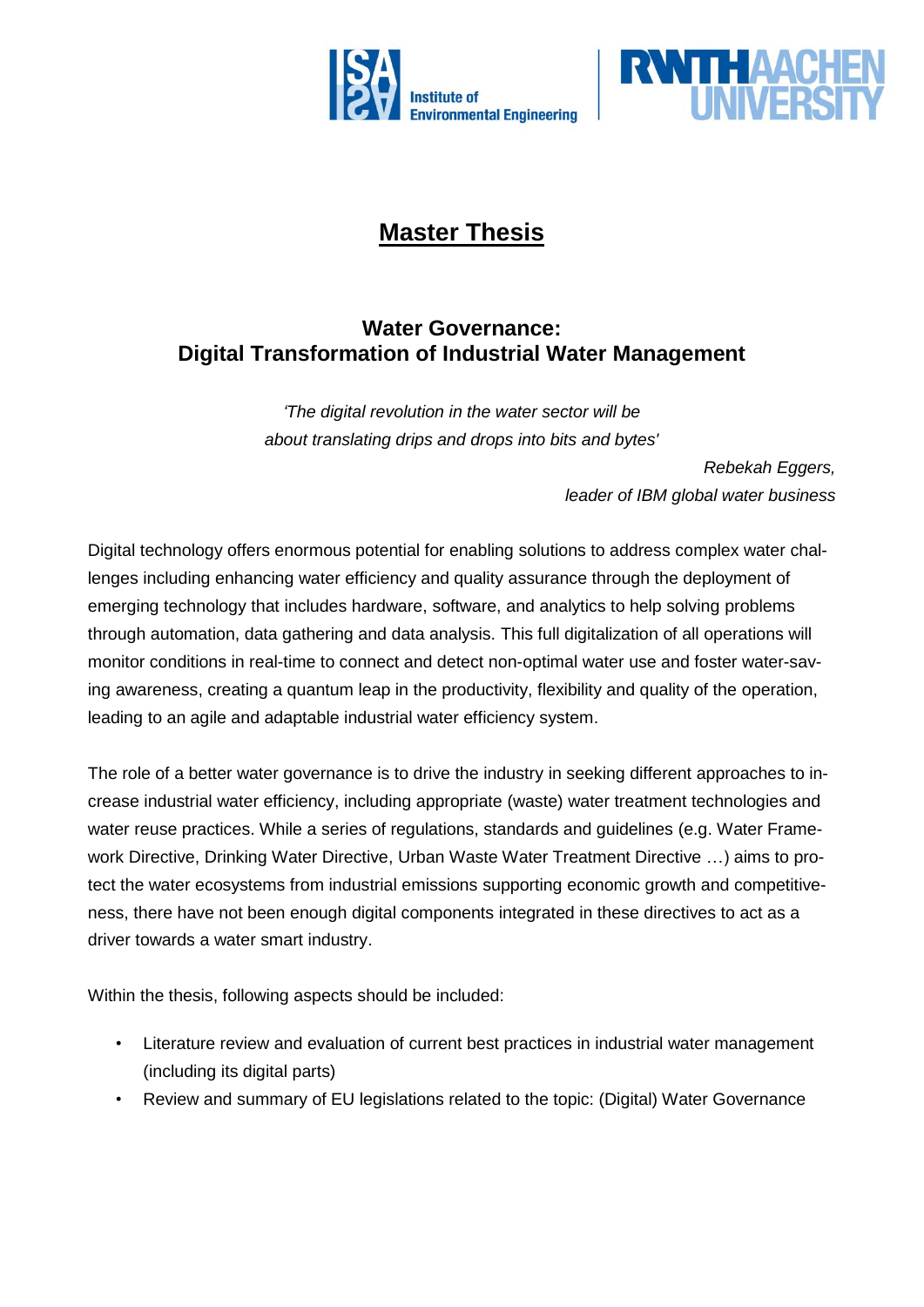Institute of Environmental Engineering

RWTH AACHEN UNIVERSITY

# Master Thesis

## Water Governance: Digital Transformation of Industrial Water Management

*'The digital revolution in the water sector will be about translating drips and drops into bits and bytes'*

*Rebekah Eggers, leader of IBM global water business*

Digital technology offers enormous potential for enabling solutions to address complex water challenges including enhancing water efficiency and quality assurance through the deployment of emerging technology that includes hardware, software, and analytics to help solving problems through automation, data gathering and data analysis. This full digitalization of all operations will monitor conditions in real-time to connect and detect non-optimal water use and foster water-saving awareness, creating a quantum leap in the productivity, flexibility and quality of the operation, leading to an agile and adaptable industrial water efficiency system.

The role of a better water governance is to drive the industry in seeking different approaches to increase industrial water efficiency, including appropriate (waste) water treatment technologies and water reuse practices. While a series of regulations, standards and guidelines (e.g. Water Framework Directive, Drinking Water Directive, Urban Waste Water Treatment Directive …) aims to protect the water ecosystems from industrial emissions supporting economic growth and competitiveness, there have not been enough digital components integrated in these directives to act as a driver towards a water smart industry.

Within the thesis, following aspects should be included:

- Literature review and evaluation of current best practices in industrial water management (including its digital parts)
- Review and summary of EU legislations related to the topic: (Digital) Water Governance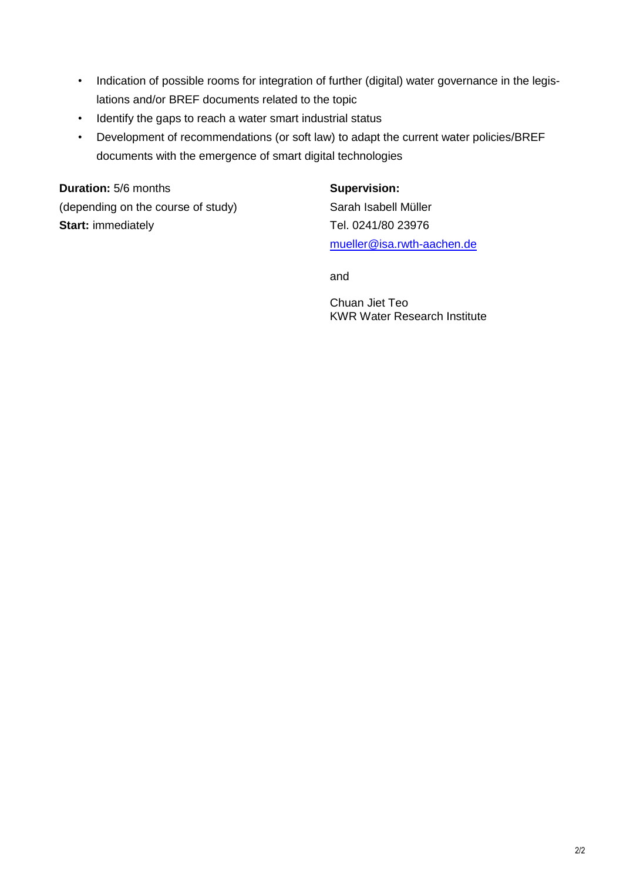- Indication of possible rooms for integration of further (digital) water governance in the legislations and/or BREF documents related to the topic
- Identify the gaps to reach a water smart industrial status
- Development of recommendations (or soft law) to adapt the current water policies/BREF documents with the emergence of smart digital technologies

**Duration:** 5/6 months
(depending on the course of study)
**Start:** immediately

**Supervision:**
Sarah Isabell Müller
Tel. 0241/80 23976
[mueller@isa.rwth-aachen.de](mailto:mueller@isa.rwth-aachen.de)

and

Chuan Jiet Teo
KWR Water Research Institute